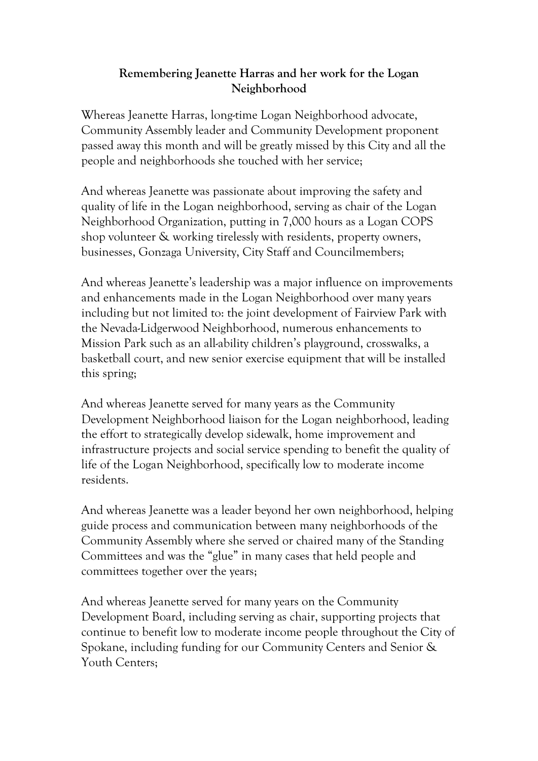**Remembering Jeanette Harras and her work for the Logan Neighborhood**

Whereas Jeanette Harras, long-time Logan Neighborhood advocate, Community Assembly leader and Community Development proponent passed away this month and will be greatly missed by this City and all the people and neighborhoods she touched with her service;

And whereas Jeanette was passionate about improving the safety and quality of life in the Logan neighborhood, serving as chair of the Logan Neighborhood Organization, putting in 7,000 hours as a Logan COPS shop volunteer & working tirelessly with residents, property owners, businesses, Gonzaga University, City Staff and Councilmembers;

And whereas Jeanette's leadership was a major influence on improvements and enhancements made in the Logan Neighborhood over many years including but not limited to: the joint development of Fairview Park with the Nevada-Lidgerwood Neighborhood, numerous enhancements to Mission Park such as an all-ability children's playground, crosswalks, a basketball court, and new senior exercise equipment that will be installed this spring;

And whereas Jeanette served for many years as the Community Development Neighborhood liaison for the Logan neighborhood, leading the effort to strategically develop sidewalk, home improvement and infrastructure projects and social service spending to benefit the quality of life of the Logan Neighborhood, specifically low to moderate income residents.

And whereas Jeanette was a leader beyond her own neighborhood, helping guide process and communication between many neighborhoods of the Community Assembly where she served or chaired many of the Standing Committees and was the "glue" in many cases that held people and committees together over the years;

And whereas Jeanette served for many years on the Community Development Board, including serving as chair, supporting projects that continue to benefit low to moderate income people throughout the City of Spokane, including funding for our Community Centers and Senior & Youth Centers;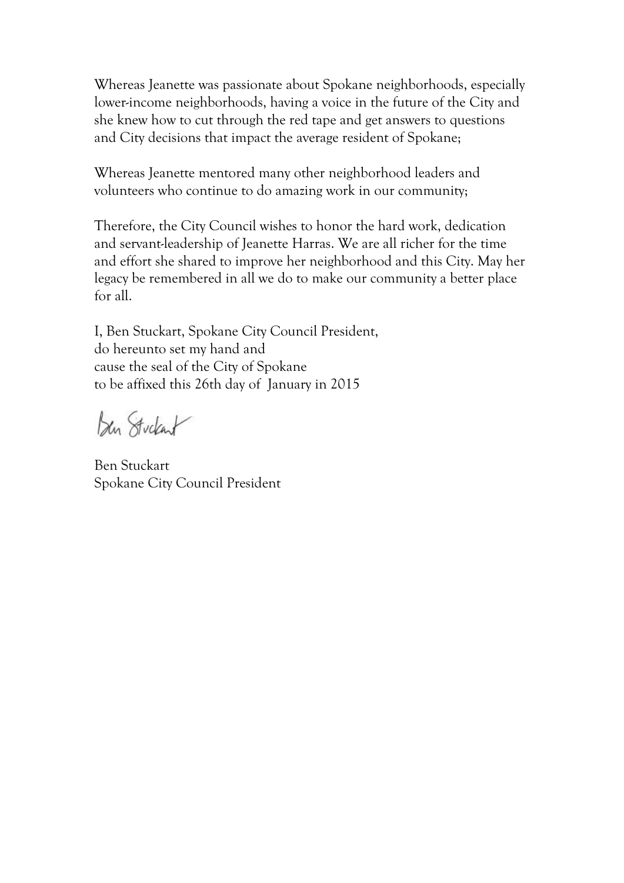Whereas Jeanette was passionate about Spokane neighborhoods, especially lower-income neighborhoods, having a voice in the future of the City and she knew how to cut through the red tape and get answers to questions and City decisions that impact the average resident of Spokane;

Whereas Jeanette mentored many other neighborhood leaders and volunteers who continue to do amazing work in our community;

Therefore, the City Council wishes to honor the hard work, dedication and servant-leadership of Jeanette Harras. We are all richer for the time and effort she shared to improve her neighborhood and this City. May her legacy be remembered in all we do to make our community a better place for all.

I, Ben Stuckart, Spokane City Council President,  
do hereunto set my hand and  
cause the seal of the City of Spokane  
to be affixed this 26th day of January in 2015

Ben Stuckart

Ben Stuckart  
Spokane City Council President